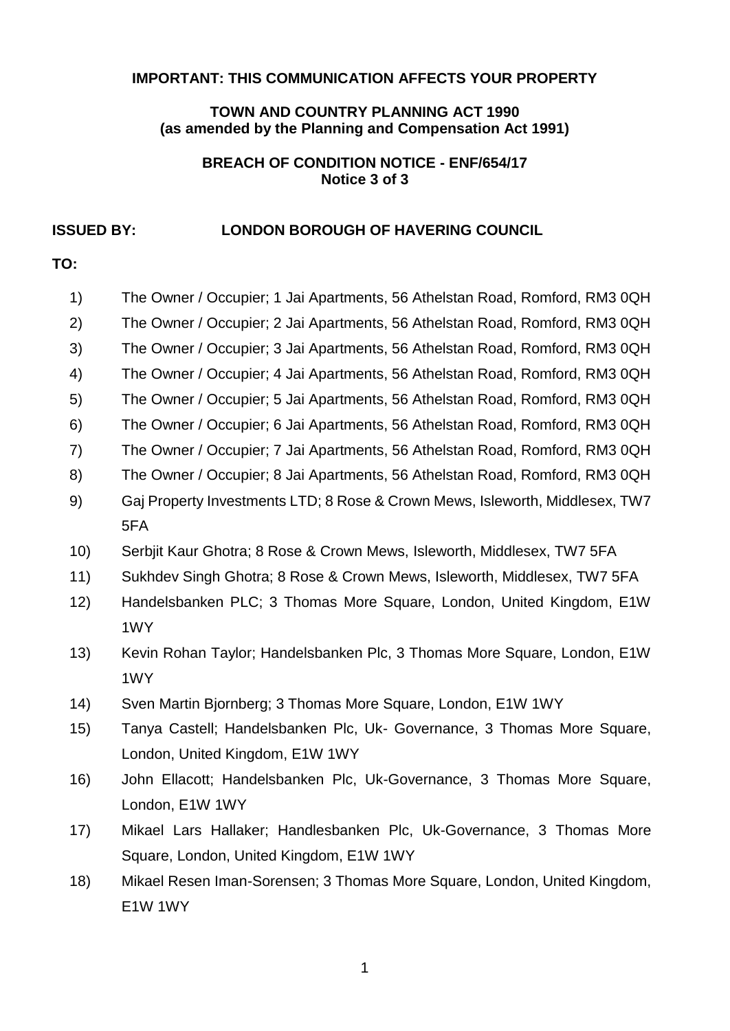**IMPORTANT: THIS COMMUNICATION AFFECTS YOUR PROPERTY**

**TOWN AND COUNTRY PLANNING ACT 1990**
**(as amended by the Planning and Compensation Act 1991)**

**BREACH OF CONDITION NOTICE - ENF/654/17**
**Notice 3 of 3**

**ISSUED BY:** **LONDON BOROUGH OF HAVERING COUNCIL**

**TO:**

1) The Owner / Occupier; 1 Jai Apartments, 56 Athelstan Road, Romford, RM3 0QH
2) The Owner / Occupier; 2 Jai Apartments, 56 Athelstan Road, Romford, RM3 0QH
3) The Owner / Occupier; 3 Jai Apartments, 56 Athelstan Road, Romford, RM3 0QH
4) The Owner / Occupier; 4 Jai Apartments, 56 Athelstan Road, Romford, RM3 0QH
5) The Owner / Occupier; 5 Jai Apartments, 56 Athelstan Road, Romford, RM3 0QH
6) The Owner / Occupier; 6 Jai Apartments, 56 Athelstan Road, Romford, RM3 0QH
7) The Owner / Occupier; 7 Jai Apartments, 56 Athelstan Road, Romford, RM3 0QH
8) The Owner / Occupier; 8 Jai Apartments, 56 Athelstan Road, Romford, RM3 0QH
9) Gaj Property Investments LTD; 8 Rose & Crown Mews, Isleworth, Middlesex, TW7 5FA
10) Serbjit Kaur Ghotra; 8 Rose & Crown Mews, Isleworth, Middlesex, TW7 5FA
11) Sukhdev Singh Ghotra; 8 Rose & Crown Mews, Isleworth, Middlesex, TW7 5FA
12) Handelsbanken PLC; 3 Thomas More Square, London, United Kingdom, E1W 1WY
13) Kevin Rohan Taylor; Handelsbanken Plc, 3 Thomas More Square, London, E1W 1WY
14) Sven Martin Bjornberg; 3 Thomas More Square, London, E1W 1WY
15) Tanya Castell; Handelsbanken Plc, Uk- Governance, 3 Thomas More Square, London, United Kingdom, E1W 1WY
16) John Ellacott; Handelsbanken Plc, Uk-Governance, 3 Thomas More Square, London, E1W 1WY
17) Mikael Lars Hallaker; Handlesbanken Plc, Uk-Governance, 3 Thomas More Square, London, United Kingdom, E1W 1WY
18) Mikael Resen Iman-Sorensen; 3 Thomas More Square, London, United Kingdom, E1W 1WY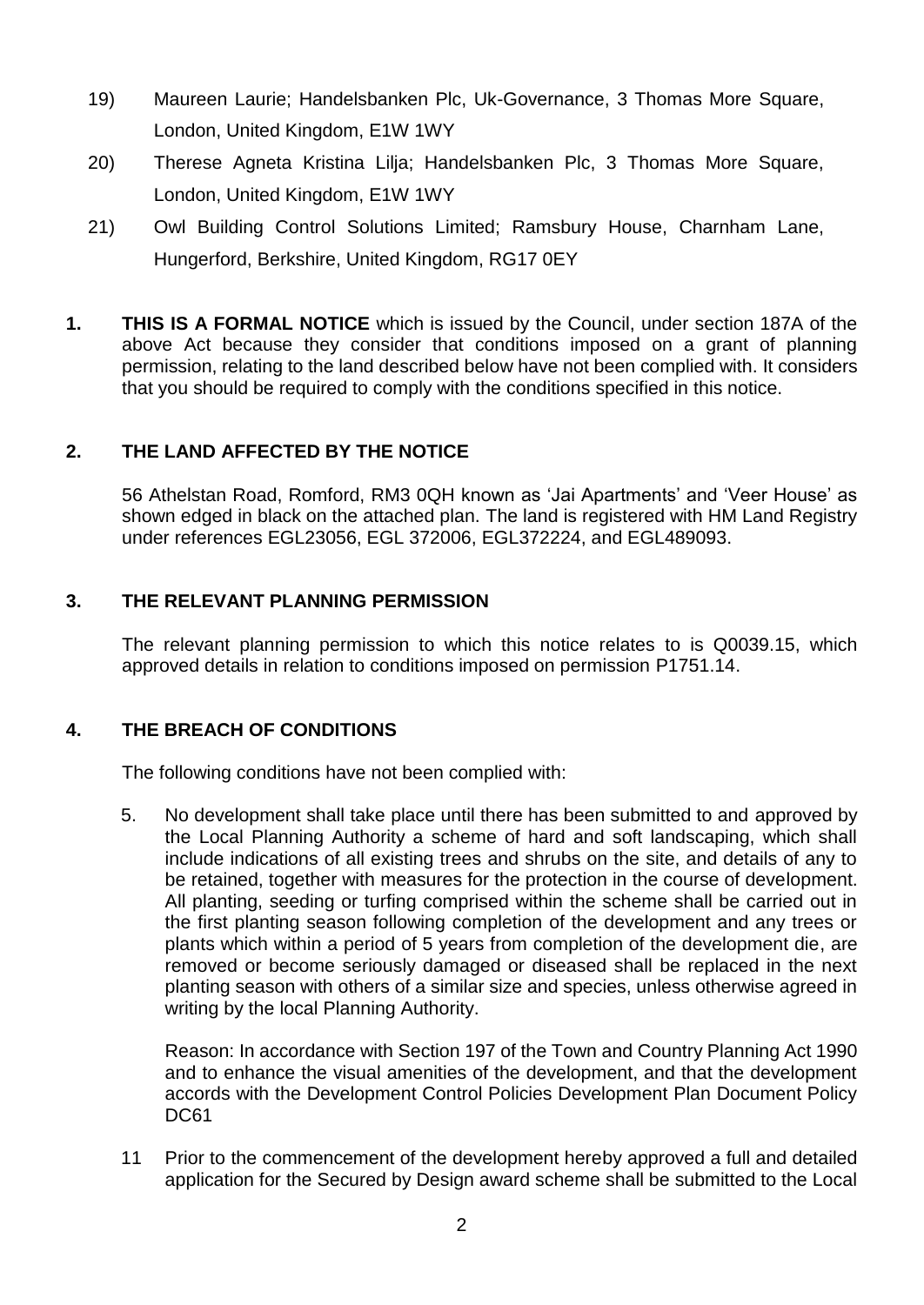19) Maureen Laurie; Handelsbanken Plc, Uk-Governance, 3 Thomas More Square, London, United Kingdom, E1W 1WY

20) Therese Agneta Kristina Lilja; Handelsbanken Plc, 3 Thomas More Square, London, United Kingdom, E1W 1WY

21) Owl Building Control Solutions Limited; Ramsbury House, Charnham Lane, Hungerford, Berkshire, United Kingdom, RG17 0EY

**1. THIS IS A FORMAL NOTICE** which is issued by the Council, under section 187A of the above Act because they consider that conditions imposed on a grant of planning permission, relating to the land described below have not been complied with. It considers that you should be required to comply with the conditions specified in this notice.

**2. THE LAND AFFECTED BY THE NOTICE**

56 Athelstan Road, Romford, RM3 0QH known as 'Jai Apartments' and 'Veer House' as shown edged in black on the attached plan. The land is registered with HM Land Registry under references EGL23056, EGL 372006, EGL372224, and EGL489093.

**3. THE RELEVANT PLANNING PERMISSION**

The relevant planning permission to which this notice relates to is Q0039.15, which approved details in relation to conditions imposed on permission P1751.14.

**4. THE BREACH OF CONDITIONS**

The following conditions have not been complied with:

5. No development shall take place until there has been submitted to and approved by the Local Planning Authority a scheme of hard and soft landscaping, which shall include indications of all existing trees and shrubs on the site, and details of any to be retained, together with measures for the protection in the course of development. All planting, seeding or turfing comprised within the scheme shall be carried out in the first planting season following completion of the development and any trees or plants which within a period of 5 years from completion of the development die, are removed or become seriously damaged or diseased shall be replaced in the next planting season with others of a similar size and species, unless otherwise agreed in writing by the local Planning Authority.

   Reason: In accordance with Section 197 of the Town and Country Planning Act 1990 and to enhance the visual amenities of the development, and that the development accords with the Development Control Policies Development Plan Document Policy DC61

11 Prior to the commencement of the development hereby approved a full and detailed application for the Secured by Design award scheme shall be submitted to the Local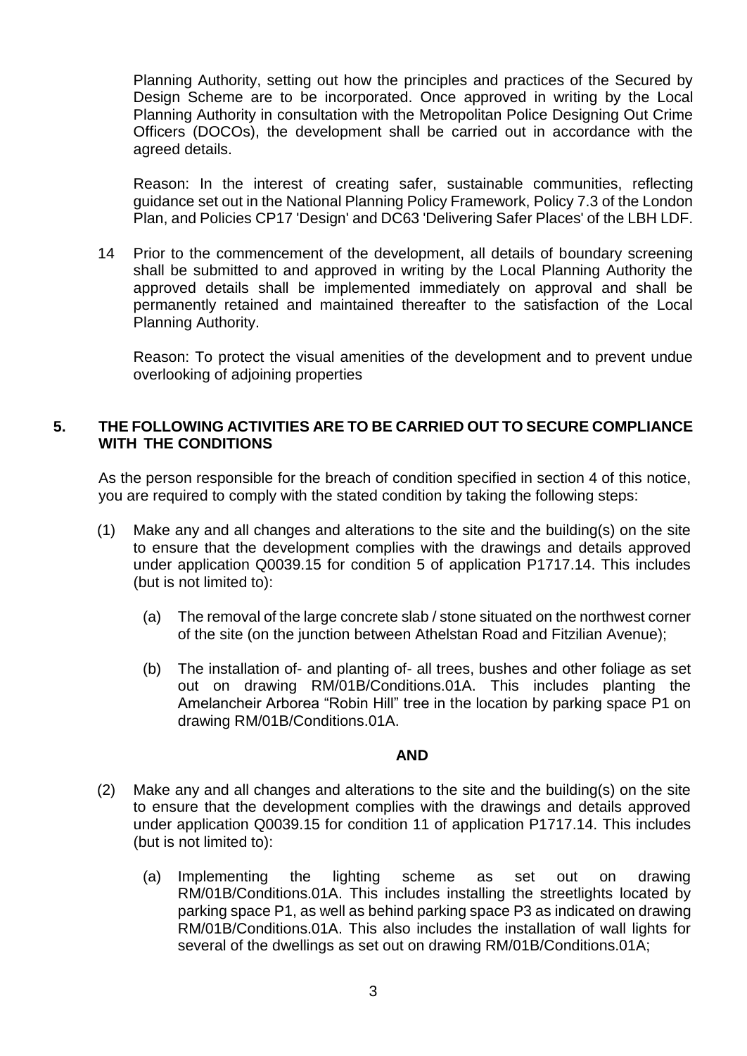Planning Authority, setting out how the principles and practices of the Secured by Design Scheme are to be incorporated. Once approved in writing by the Local Planning Authority in consultation with the Metropolitan Police Designing Out Crime Officers (DOCOs), the development shall be carried out in accordance with the agreed details.

Reason: In the interest of creating safer, sustainable communities, reflecting guidance set out in the National Planning Policy Framework, Policy 7.3 of the London Plan, and Policies CP17 'Design' and DC63 'Delivering Safer Places' of the LBH LDF.

14 Prior to the commencement of the development, all details of boundary screening shall be submitted to and approved in writing by the Local Planning Authority the approved details shall be implemented immediately on approval and shall be permanently retained and maintained thereafter to the satisfaction of the Local Planning Authority.

Reason: To protect the visual amenities of the development and to prevent undue overlooking of adjoining properties

## 5. THE FOLLOWING ACTIVITIES ARE TO BE CARRIED OUT TO SECURE COMPLIANCE WITH THE CONDITIONS

As the person responsible for the breach of condition specified in section 4 of this notice, you are required to comply with the stated condition by taking the following steps:

(1) Make any and all changes and alterations to the site and the building(s) on the site to ensure that the development complies with the drawings and details approved under application Q0039.15 for condition 5 of application P1717.14. This includes (but is not limited to):

(a) The removal of the large concrete slab / stone situated on the northwest corner of the site (on the junction between Athelstan Road and Fitzilian Avenue);

(b) The installation of- and planting of- all trees, bushes and other foliage as set out on drawing RM/01B/Conditions.01A. This includes planting the Amelancheir Arborea "Robin Hill" tree in the location by parking space P1 on drawing RM/01B/Conditions.01A.

**AND**

(2) Make any and all changes and alterations to the site and the building(s) on the site to ensure that the development complies with the drawings and details approved under application Q0039.15 for condition 11 of application P1717.14. This includes (but is not limited to):

(a) Implementing the lighting scheme as set out on drawing RM/01B/Conditions.01A. This includes installing the streetlights located by parking space P1, as well as behind parking space P3 as indicated on drawing RM/01B/Conditions.01A. This also includes the installation of wall lights for several of the dwellings as set out on drawing RM/01B/Conditions.01A;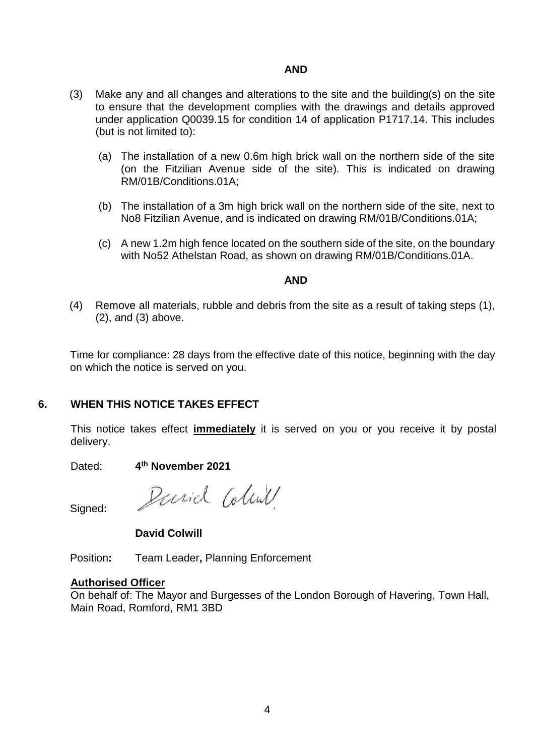**AND**

(3) Make any and all changes and alterations to the site and the building(s) on the site to ensure that the development complies with the drawings and details approved under application Q0039.15 for condition 14 of application P1717.14. This includes (but is not limited to):

  (a) The installation of a new 0.6m high brick wall on the northern side of the site (on the Fitzilian Avenue side of the site). This is indicated on drawing RM/01B/Conditions.01A;

  (b) The installation of a 3m high brick wall on the northern side of the site, next to No8 Fitzilian Avenue, and is indicated on drawing RM/01B/Conditions.01A;

  (c) A new 1.2m high fence located on the southern side of the site, on the boundary with No52 Athelstan Road, as shown on drawing RM/01B/Conditions.01A.

**AND**

(4) Remove all materials, rubble and debris from the site as a result of taking steps (1), (2), and (3) above.

Time for compliance: 28 days from the effective date of this notice, beginning with the day on which the notice is served on you.

## 6. WHEN THIS NOTICE TAKES EFFECT

This notice takes effect **immediately** it is served on you or you receive it by postal delivery.

Dated: **4th November 2021**

Signed**:** David Colwill

**David Colwill**

Position**:** Team Leader**,** Planning Enforcement

**Authorised Officer**

On behalf of: The Mayor and Burgesses of the London Borough of Havering, Town Hall, Main Road, Romford, RM1 3BD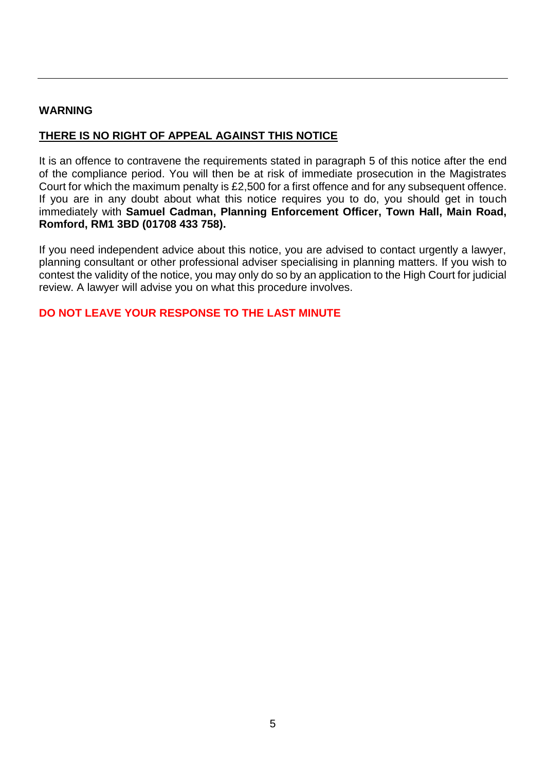---

**WARNING**

**<u>THERE IS NO RIGHT OF APPEAL AGAINST THIS NOTICE</u>**

It is an offence to contravene the requirements stated in paragraph 5 of this notice after the end of the compliance period. You will then be at risk of immediate prosecution in the Magistrates Court for which the maximum penalty is £2,500 for a first offence and for any subsequent offence. If you are in any doubt about what this notice requires you to do, you should get in touch immediately with **Samuel Cadman, Planning Enforcement Officer, Town Hall, Main Road, Romford, RM1 3BD (01708 433 758).**

If you need independent advice about this notice, you are advised to contact urgently a lawyer, planning consultant or other professional adviser specialising in planning matters. If you wish to contest the validity of the notice, you may only do so by an application to the High Court for judicial review. A lawyer will advise you on what this procedure involves.

**DO NOT LEAVE YOUR RESPONSE TO THE LAST MINUTE**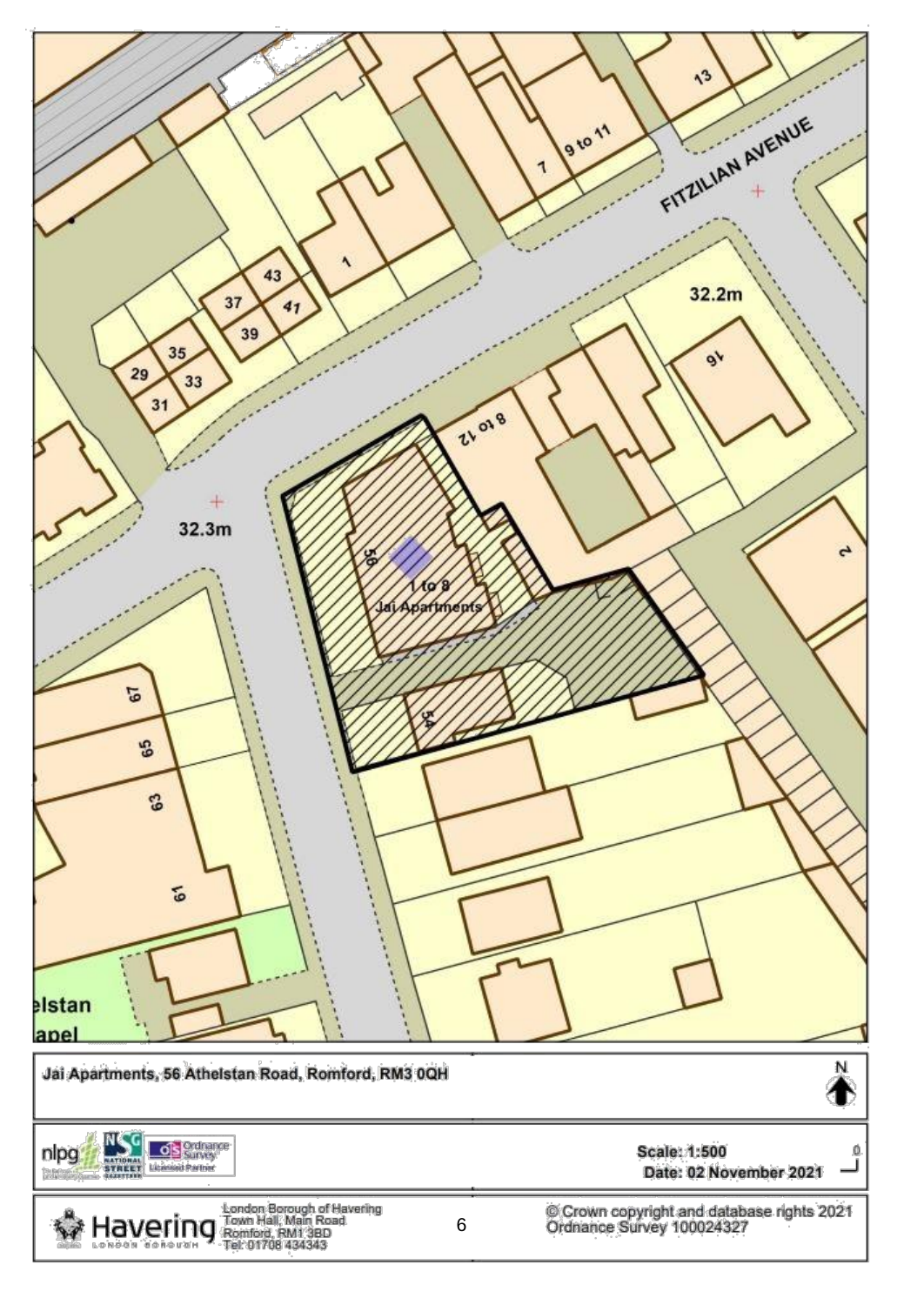13

9 to 11

7

FITZILIAN AVENUE

1

43

37

41

39

35

29

33

31

32.2m

16

8 to 12

32.3m

56

1 to 8

Jai Apartments

2

67

65

63

54

61

elstan

apel

**Jai Apartments, 56 Athelstan Road, Romford, RM3 0QH**

N

Scale: 1:500

Date: 02 November 2021

Havering
LONDON BOROUGH

London Borough of Havering
Town Hall, Main Road
Romford, RM1 3BD
Tel: 01708 434343

© Crown copyright and database rights 2021
Ordnance Survey 100024327